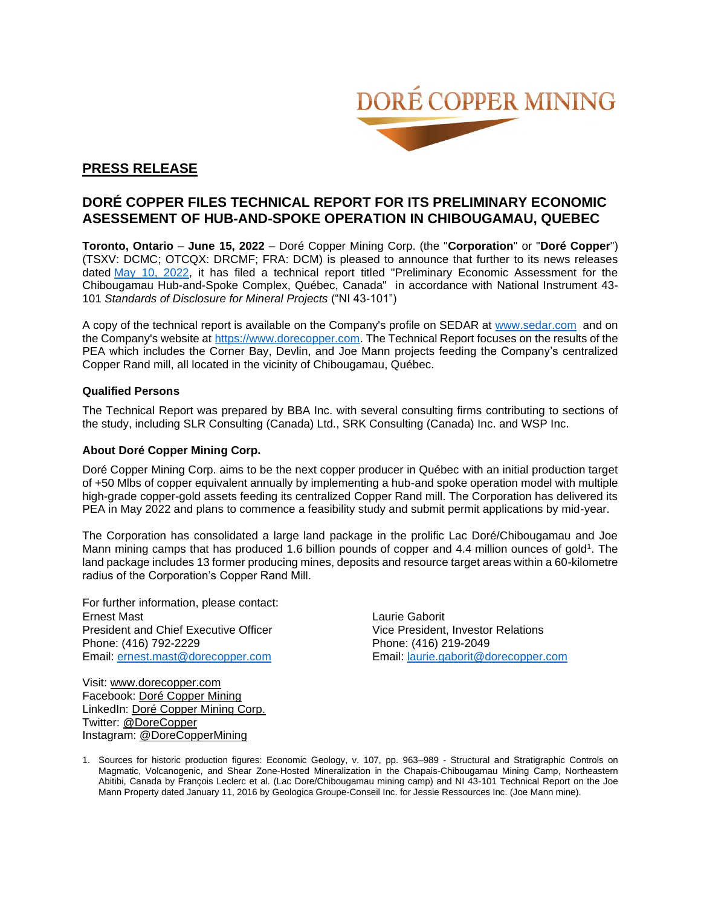DORÉ COPPER MINING

## PRESS RELEASE

# DORÉ COPPER FILES TECHNICAL REPORT FOR ITS PRELIMINARY ECONOMIC ASESSEMENT OF HUB-AND-SPOKE OPERATION IN CHIBOUGAMAU, QUEBEC

**Toronto, Ontario** – **June 15, 2022** – Doré Copper Mining Corp. (the "**Corporation**" or "**Doré Copper**") (TSXV: DCMC; OTCQX: DRCMF; FRA: DCM) is pleased to announce that further to its news releases dated May 10, 2022, it has filed a technical report titled "Preliminary Economic Assessment for the Chibougamau Hub-and-Spoke Complex, Québec, Canada" in accordance with National Instrument 43-101 *Standards of Disclosure for Mineral Projects* ("NI 43-101")

A copy of the technical report is available on the Company's profile on SEDAR at www.sedar.com and on the Company's website at https://www.dorecopper.com. The Technical Report focuses on the results of the PEA which includes the Corner Bay, Devlin, and Joe Mann projects feeding the Company's centralized Copper Rand mill, all located in the vicinity of Chibougamau, Québec.

### Qualified Persons

The Technical Report was prepared by BBA Inc. with several consulting firms contributing to sections of the study, including SLR Consulting (Canada) Ltd., SRK Consulting (Canada) Inc. and WSP Inc.

### About Doré Copper Mining Corp.

Doré Copper Mining Corp. aims to be the next copper producer in Québec with an initial production target of +50 Mlbs of copper equivalent annually by implementing a hub-and spoke operation model with multiple high-grade copper-gold assets feeding its centralized Copper Rand mill. The Corporation has delivered its PEA in May 2022 and plans to commence a feasibility study and submit permit applications by mid-year.

The Corporation has consolidated a large land package in the prolific Lac Doré/Chibougamau and Joe Mann mining camps that has produced 1.6 billion pounds of copper and 4.4 million ounces of gold[1]. The land package includes 13 former producing mines, deposits and resource target areas within a 60-kilometre radius of the Corporation's Copper Rand Mill.

For further information, please contact:

Ernest Mast
President and Chief Executive Officer
Phone: (416) 792-2229
Email: ernest.mast@dorecopper.com

Laurie Gaborit
Vice President, Investor Relations
Phone: (416) 219-2049
Email: laurie.gaborit@dorecopper.com

Visit: www.dorecopper.com
Facebook: Doré Copper Mining
LinkedIn: Doré Copper Mining Corp.
Twitter: @DoreCopper
Instagram: @DoreCopperMining

1. Sources for historic production figures: Economic Geology, v. 107, pp. 963–989 - Structural and Stratigraphic Controls on Magmatic, Volcanogenic, and Shear Zone-Hosted Mineralization in the Chapais-Chibougamau Mining Camp, Northeastern Abitibi, Canada by François Leclerc et al. (Lac Dore/Chibougamau mining camp) and NI 43-101 Technical Report on the Joe Mann Property dated January 11, 2016 by Geologica Groupe-Conseil Inc. for Jessie Ressources Inc. (Joe Mann mine).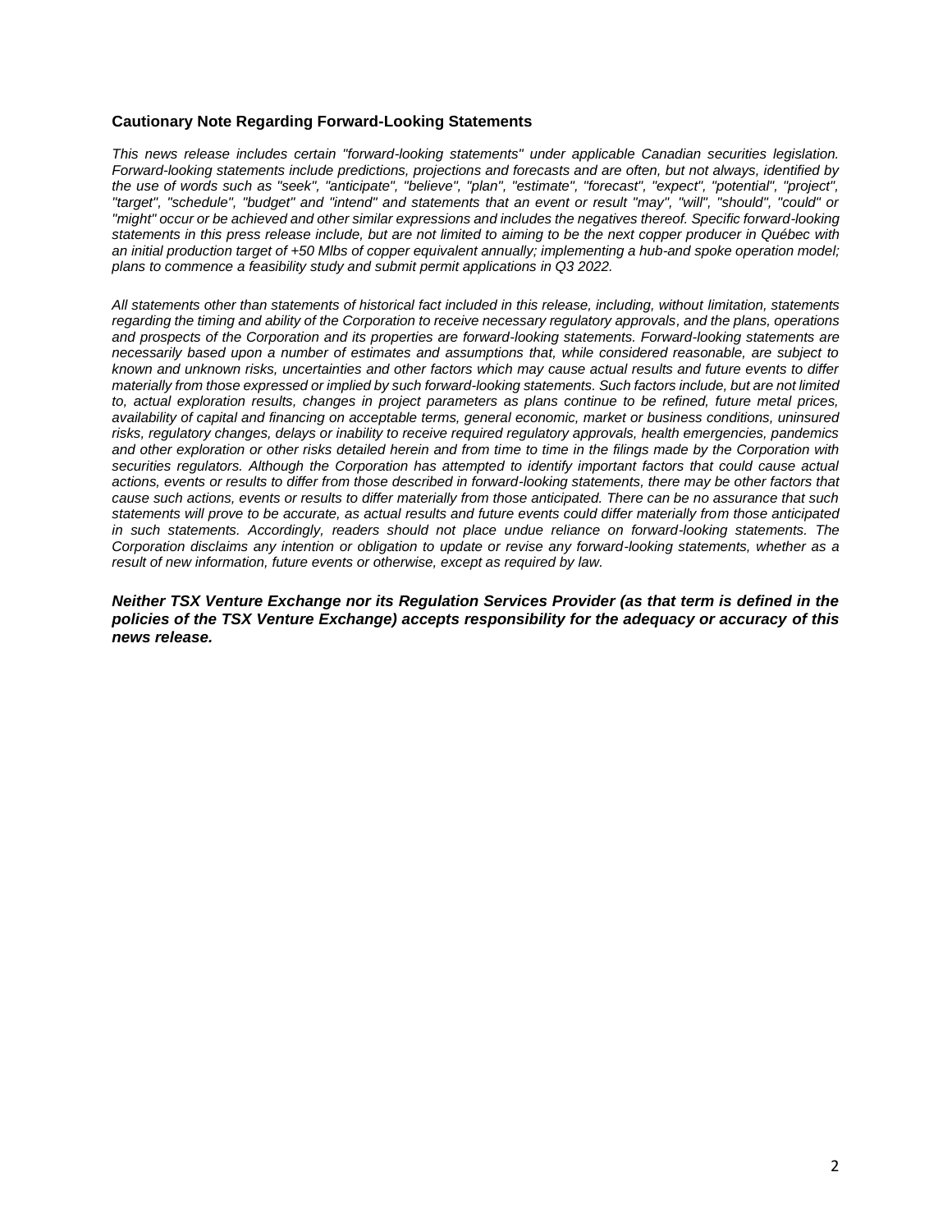**Cautionary Note Regarding Forward-Looking Statements**

*This news release includes certain "forward-looking statements" under applicable Canadian securities legislation. Forward-looking statements include predictions, projections and forecasts and are often, but not always, identified by the use of words such as "seek", "anticipate", "believe", "plan", "estimate", "forecast", "expect", "potential", "project", "target", "schedule", "budget" and "intend" and statements that an event or result "may", "will", "should", "could" or "might" occur or be achieved and other similar expressions and includes the negatives thereof. Specific forward-looking statements in this press release include, but are not limited to aiming to be the next copper producer in Québec with an initial production target of +50 Mlbs of copper equivalent annually; implementing a hub-and spoke operation model; plans to commence a feasibility study and submit permit applications in Q3 2022.*

*All statements other than statements of historical fact included in this release, including, without limitation, statements regarding the timing and ability of the Corporation to receive necessary regulatory approvals, and the plans, operations and prospects of the Corporation and its properties are forward-looking statements. Forward-looking statements are necessarily based upon a number of estimates and assumptions that, while considered reasonable, are subject to known and unknown risks, uncertainties and other factors which may cause actual results and future events to differ materially from those expressed or implied by such forward-looking statements. Such factors include, but are not limited to, actual exploration results, changes in project parameters as plans continue to be refined, future metal prices, availability of capital and financing on acceptable terms, general economic, market or business conditions, uninsured risks, regulatory changes, delays or inability to receive required regulatory approvals, health emergencies, pandemics and other exploration or other risks detailed herein and from time to time in the filings made by the Corporation with securities regulators. Although the Corporation has attempted to identify important factors that could cause actual actions, events or results to differ from those described in forward-looking statements, there may be other factors that cause such actions, events or results to differ materially from those anticipated. There can be no assurance that such statements will prove to be accurate, as actual results and future events could differ materially from those anticipated in such statements. Accordingly, readers should not place undue reliance on forward-looking statements. The Corporation disclaims any intention or obligation to update or revise any forward-looking statements, whether as a result of new information, future events or otherwise, except as required by law.*

***Neither TSX Venture Exchange nor its Regulation Services Provider (as that term is defined in the policies of the TSX Venture Exchange) accepts responsibility for the adequacy or accuracy of this news release.***